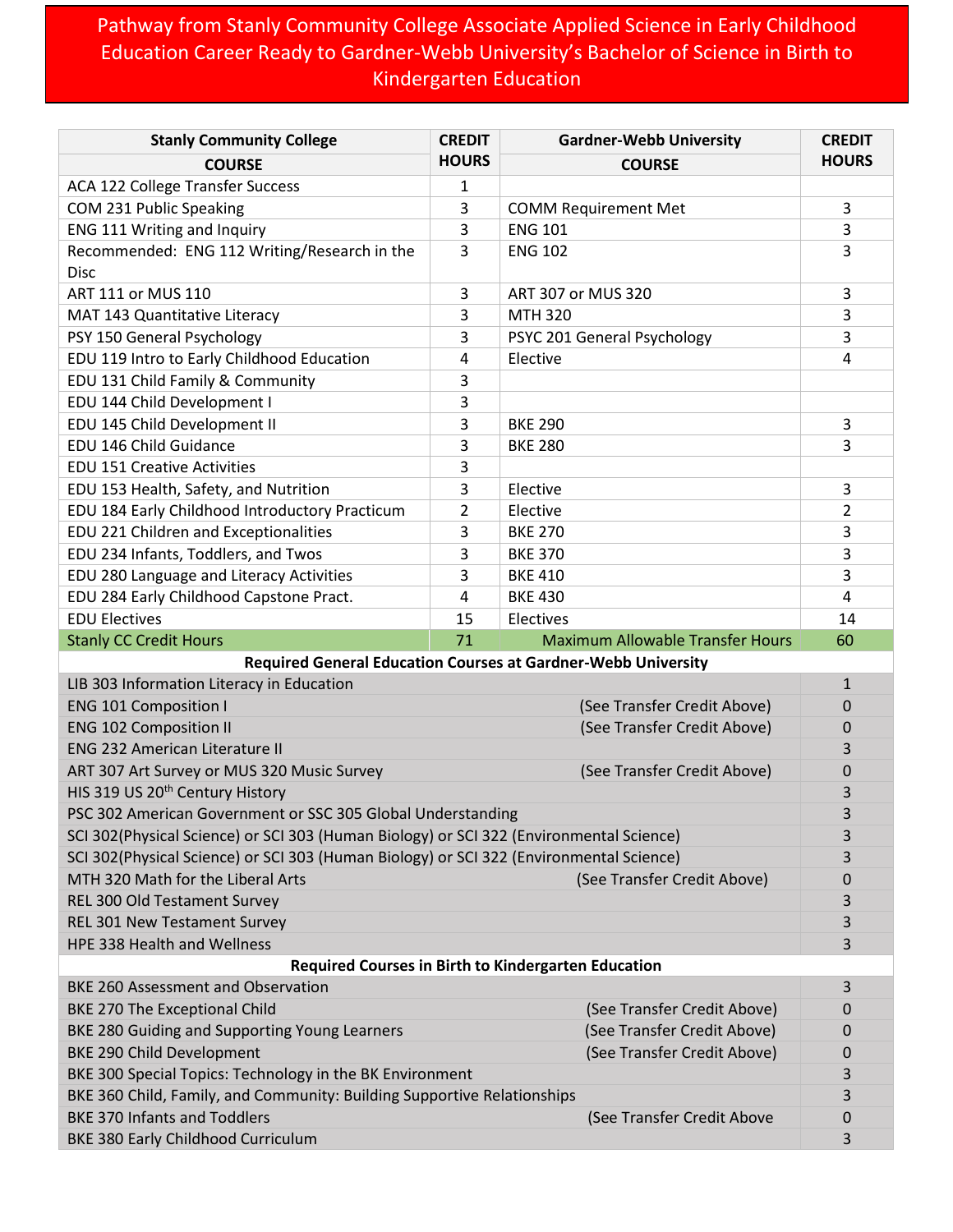# Pathway from Stanly Community College Associate Applied Science in Early Childhood Education Career Ready to Gardner-Webb University's Bachelor of Science in Birth to Kindergarten Education

| Stanly Community College COURSE | CREDIT HOURS | Gardner-Webb University COURSE | CREDIT HOURS |
|---|---|---|---|
| ACA 122 College Transfer Success | 1 | | |
| COM 231 Public Speaking | 3 | COMM Requirement Met | 3 |
| ENG 111 Writing and Inquiry | 3 | ENG 101 | 3 |
| Recommended: ENG 112 Writing/Research in the Disc | 3 | ENG 102 | 3 |
| ART 111 or MUS 110 | 3 | ART 307 or MUS 320 | 3 |
| MAT 143 Quantitative Literacy | 3 | MTH 320 | 3 |
| PSY 150 General Psychology | 3 | PSYC 201 General Psychology | 3 |
| EDU 119 Intro to Early Childhood Education | 4 | Elective | 4 |
| EDU 131 Child Family & Community | 3 | | |
| EDU 144 Child Development I | 3 | | |
| EDU 145 Child Development II | 3 | BKE 290 | 3 |
| EDU 146 Child Guidance | 3 | BKE 280 | 3 |
| EDU 151 Creative Activities | 3 | | |
| EDU 153 Health, Safety, and Nutrition | 3 | Elective | 3 |
| EDU 184 Early Childhood Introductory Practicum | 2 | Elective | 2 |
| EDU 221 Children and Exceptionalities | 3 | BKE 270 | 3 |
| EDU 234 Infants, Toddlers, and Twos | 3 | BKE 370 | 3 |
| EDU 280 Language and Literacy Activities | 3 | BKE 410 | 3 |
| EDU 284 Early Childhood Capstone Pract. | 4 | BKE 430 | 4 |
| EDU Electives | 15 | Electives | 14 |
| Stanly CC Credit Hours | 71 | Maximum Allowable Transfer Hours | 60 |

**Required General Education Courses at Gardner-Webb University**

| Course | | Credit Hours |
|---|---|---|
| LIB 303 Information Literacy in Education | | 1 |
| ENG 101 Composition I | (See Transfer Credit Above) | 0 |
| ENG 102 Composition II | (See Transfer Credit Above) | 0 |
| ENG 232 American Literature II | | 3 |
| ART 307 Art Survey or MUS 320 Music Survey | (See Transfer Credit Above) | 0 |
| HIS 319 US 20th Century History | | 3 |
| PSC 302 American Government or SSC 305 Global Understanding | | 3 |
| SCI 302(Physical Science) or SCI 303 (Human Biology) or SCI 322 (Environmental Science) | | 3 |
| SCI 302(Physical Science) or SCI 303 (Human Biology) or SCI 322 (Environmental Science) | | 3 |
| MTH 320 Math for the Liberal Arts | (See Transfer Credit Above) | 0 |
| REL 300 Old Testament Survey | | 3 |
| REL 301 New Testament Survey | | 3 |
| HPE 338 Health and Wellness | | 3 |

**Required Courses in Birth to Kindergarten Education**

| Course | | Credit Hours |
|---|---|---|
| BKE 260 Assessment and Observation | | 3 |
| BKE 270 The Exceptional Child | (See Transfer Credit Above) | 0 |
| BKE 280 Guiding and Supporting Young Learners | (See Transfer Credit Above) | 0 |
| BKE 290 Child Development | (See Transfer Credit Above) | 0 |
| BKE 300 Special Topics: Technology in the BK Environment | | 3 |
| BKE 360 Child, Family, and Community: Building Supportive Relationships | | 3 |
| BKE 370 Infants and Toddlers | (See Transfer Credit Above | 0 |
| BKE 380 Early Childhood Curriculum | | 3 |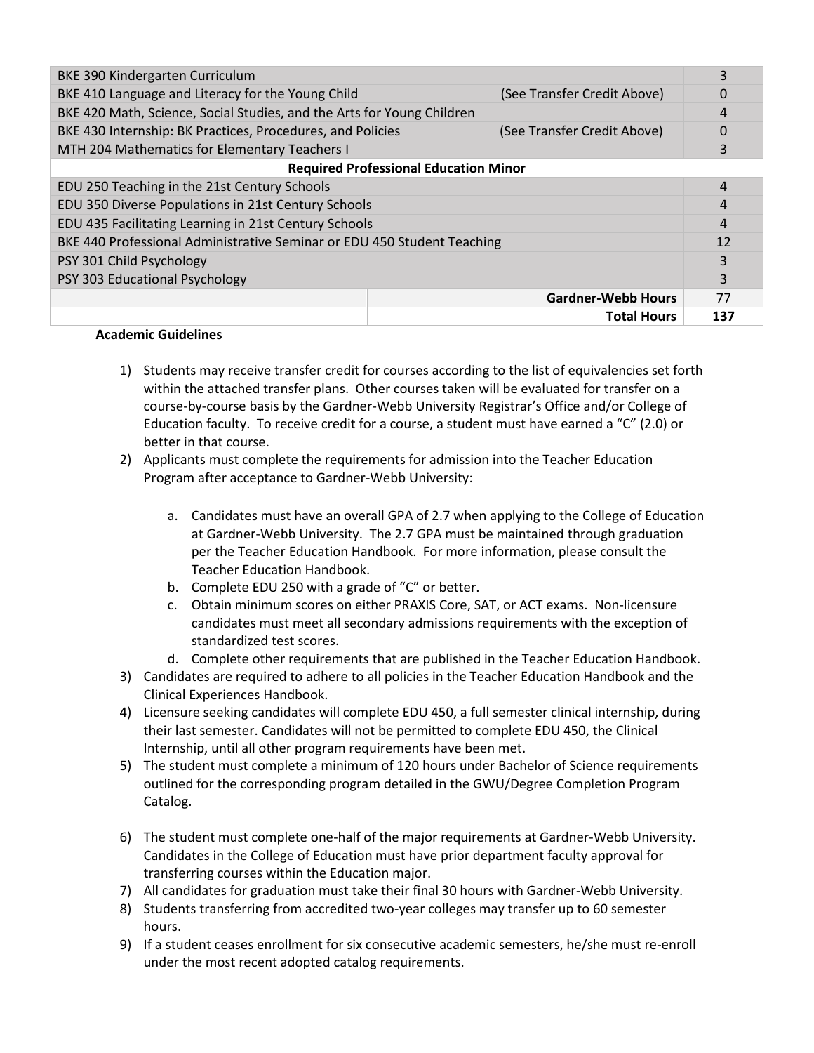| | | | |
|---|---|---|---|
| BKE 390 Kindergarten Curriculum | | | 3 |
| BKE 410 Language and Literacy for the Young Child | | (See Transfer Credit Above) | 0 |
| BKE 420 Math, Science, Social Studies, and the Arts for Young Children | | | 4 |
| BKE 430 Internship: BK Practices, Procedures, and Policies | | (See Transfer Credit Above) | 0 |
| MTH 204 Mathematics for Elementary Teachers I | | | 3 |
| **Required Professional Education Minor** | | | |
| EDU 250 Teaching in the 21st Century Schools | | | 4 |
| EDU 350 Diverse Populations in 21st Century Schools | | | 4 |
| EDU 435 Facilitating Learning in 21st Century Schools | | | 4 |
| BKE 440 Professional Administrative Seminar or EDU 450 Student Teaching | | | 12 |
| PSY 301 Child Psychology | | | 3 |
| PSY 303 Educational Psychology | | | 3 |
| | | **Gardner-Webb Hours** | 77 |
| | | **Total Hours** | **137** |

**Academic Guidelines**

1) Students may receive transfer credit for courses according to the list of equivalencies set forth within the attached transfer plans. Other courses taken will be evaluated for transfer on a course-by-course basis by the Gardner-Webb University Registrar's Office and/or College of Education faculty. To receive credit for a course, a student must have earned a "C" (2.0) or better in that course.
2) Applicants must complete the requirements for admission into the Teacher Education Program after acceptance to Gardner-Webb University:
   a. Candidates must have an overall GPA of 2.7 when applying to the College of Education at Gardner-Webb University. The 2.7 GPA must be maintained through graduation per the Teacher Education Handbook. For more information, please consult the Teacher Education Handbook.
   b. Complete EDU 250 with a grade of "C" or better.
   c. Obtain minimum scores on either PRAXIS Core, SAT, or ACT exams. Non-licensure candidates must meet all secondary admissions requirements with the exception of standardized test scores.
   d. Complete other requirements that are published in the Teacher Education Handbook.
3) Candidates are required to adhere to all policies in the Teacher Education Handbook and the Clinical Experiences Handbook.
4) Licensure seeking candidates will complete EDU 450, a full semester clinical internship, during their last semester. Candidates will not be permitted to complete EDU 450, the Clinical Internship, until all other program requirements have been met.
5) The student must complete a minimum of 120 hours under Bachelor of Science requirements outlined for the corresponding program detailed in the GWU/Degree Completion Program Catalog.
6) The student must complete one-half of the major requirements at Gardner-Webb University. Candidates in the College of Education must have prior department faculty approval for transferring courses within the Education major.
7) All candidates for graduation must take their final 30 hours with Gardner-Webb University.
8) Students transferring from accredited two-year colleges may transfer up to 60 semester hours.
9) If a student ceases enrollment for six consecutive academic semesters, he/she must re-enroll under the most recent adopted catalog requirements.